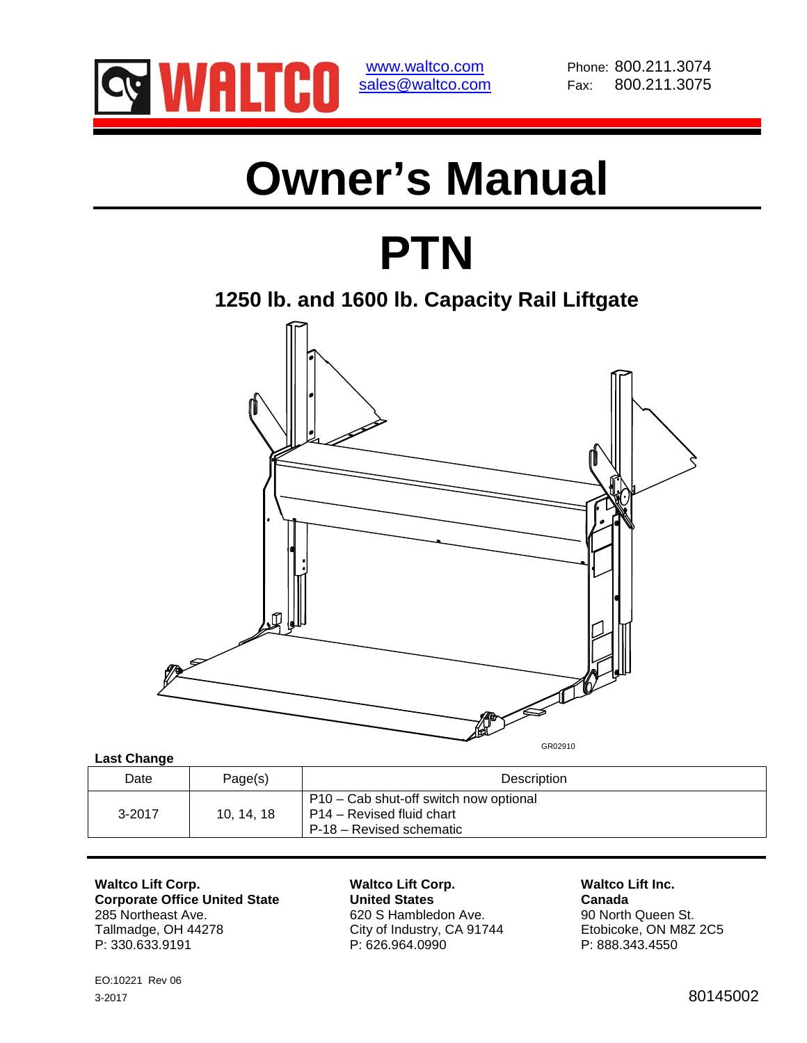WALTCO

www.waltco.com
sales@waltco.com

Phone: 800.211.3074
Fax: 800.211.3075

# Owner's Manual

# PTN

## 1250 lb. and 1600 lb. Capacity Rail Liftgate

GR02910

**Last Change**

| Date | Page(s) | Description |
|---|---|---|
| 3-2017 | 10, 14, 18 | P10 – Cab shut-off switch now optional<br>P14 – Revised fluid chart<br>P-18 – Revised schematic |

**Waltco Lift Corp.**
**Corporate Office United State**
285 Northeast Ave.
Tallmadge, OH 44278
P: 330.633.9191

**Waltco Lift Corp.**
**United States**
620 S Hambledon Ave.
City of Industry, CA 91744
P: 626.964.0990

**Waltco Lift Inc.**
**Canada**
90 North Queen St.
Etobicoke, ON M8Z 2C5
P: 888.343.4550

EO:10221 Rev 06
3-2017

80145002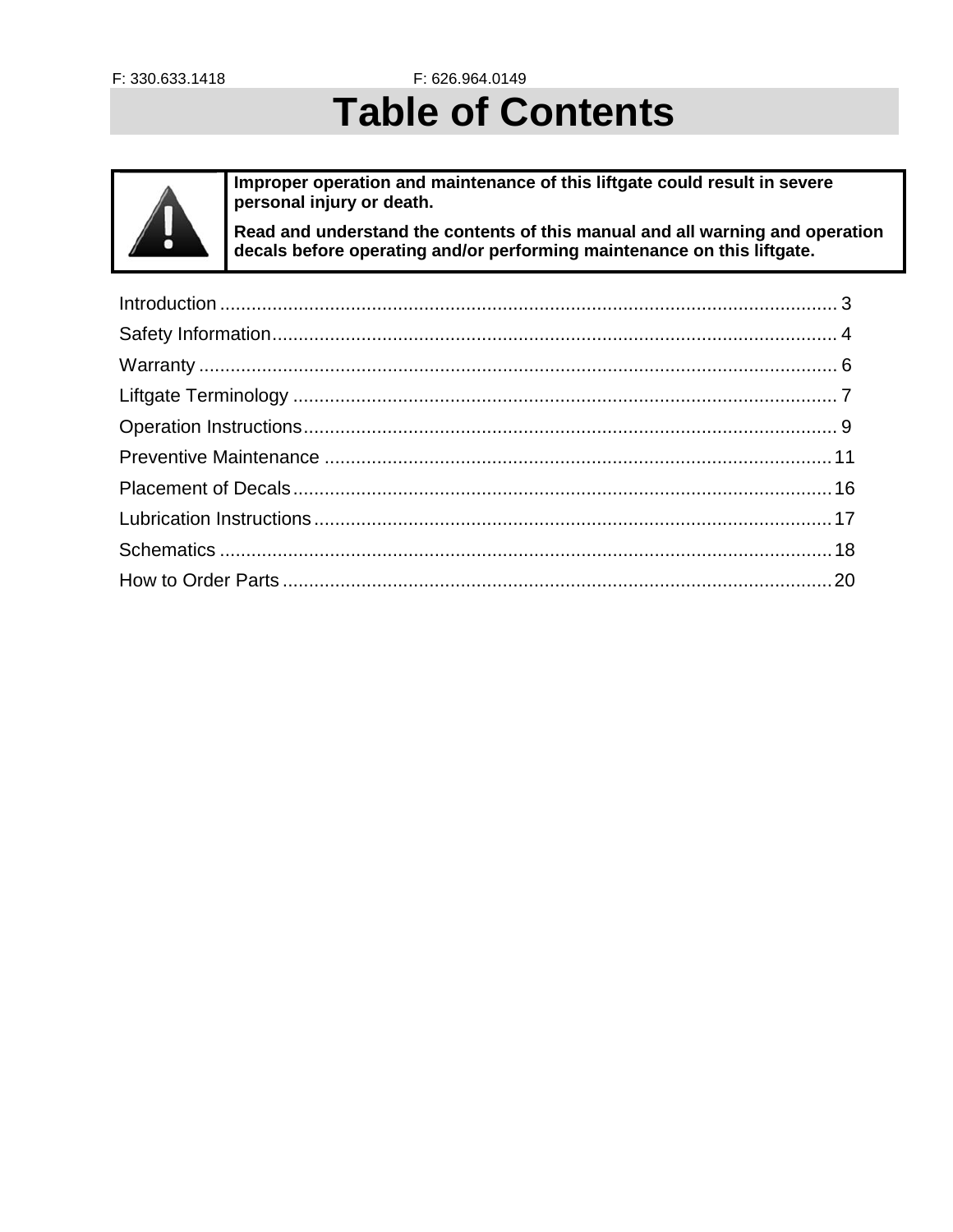F: 330.633.1418 F: 626.964.0149

# Table of Contents

| | |
|---|---|
| ⚠ | **Improper operation and maintenance of this liftgate could result in severe personal injury or death.**<br>**Read and understand the contents of this manual and all warning and operation decals before operating and/or performing maintenance on this liftgate.** |

Introduction ........................................ 3

Safety Information ........................................ 4

Warranty ........................................ 6

Liftgate Terminology ........................................ 7

Operation Instructions ........................................ 9

Preventive Maintenance ........................................ 11

Placement of Decals ........................................ 16

Lubrication Instructions ........................................ 17

Schematics ........................................ 18

How to Order Parts ........................................ 20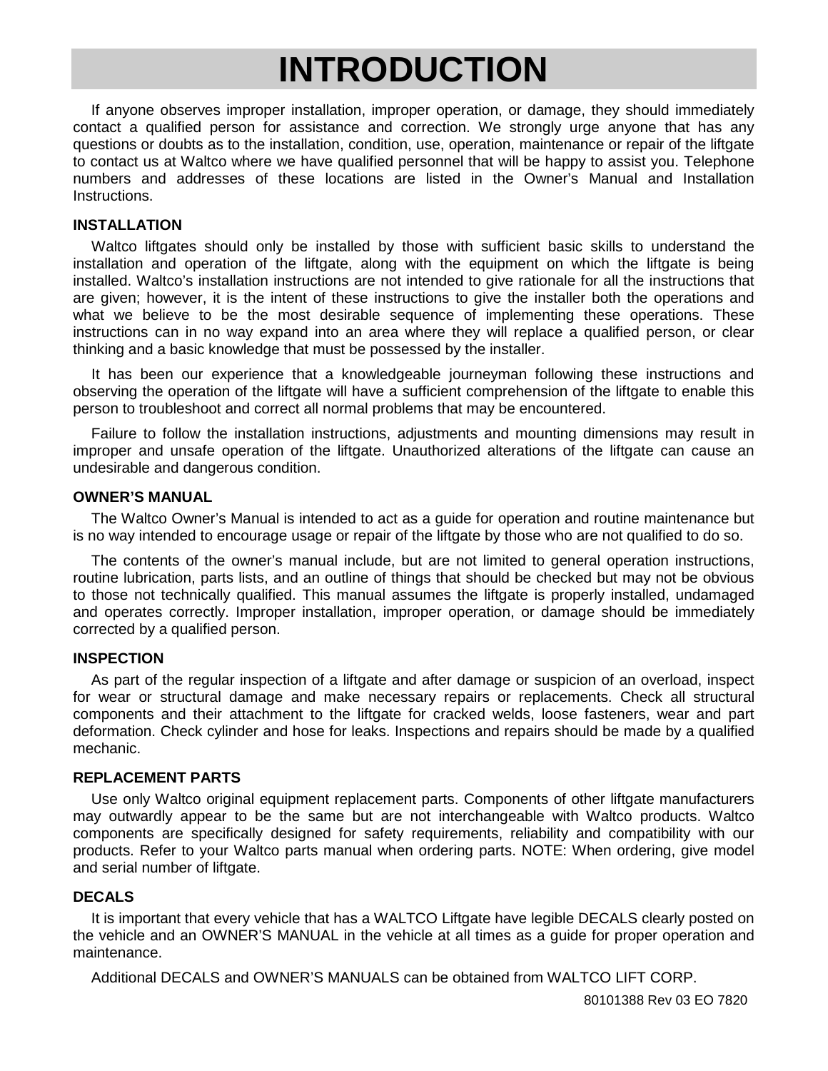# INTRODUCTION

If anyone observes improper installation, improper operation, or damage, they should immediately contact a qualified person for assistance and correction. We strongly urge anyone that has any questions or doubts as to the installation, condition, use, operation, maintenance or repair of the liftgate to contact us at Waltco where we have qualified personnel that will be happy to assist you. Telephone numbers and addresses of these locations are listed in the Owner's Manual and Installation Instructions.

**INSTALLATION**

Waltco liftgates should only be installed by those with sufficient basic skills to understand the installation and operation of the liftgate, along with the equipment on which the liftgate is being installed. Waltco's installation instructions are not intended to give rationale for all the instructions that are given; however, it is the intent of these instructions to give the installer both the operations and what we believe to be the most desirable sequence of implementing these operations. These instructions can in no way expand into an area where they will replace a qualified person, or clear thinking and a basic knowledge that must be possessed by the installer.

It has been our experience that a knowledgeable journeyman following these instructions and observing the operation of the liftgate will have a sufficient comprehension of the liftgate to enable this person to troubleshoot and correct all normal problems that may be encountered.

Failure to follow the installation instructions, adjustments and mounting dimensions may result in improper and unsafe operation of the liftgate. Unauthorized alterations of the liftgate can cause an undesirable and dangerous condition.

**OWNER'S MANUAL**

The Waltco Owner's Manual is intended to act as a guide for operation and routine maintenance but is no way intended to encourage usage or repair of the liftgate by those who are not qualified to do so.

The contents of the owner's manual include, but are not limited to general operation instructions, routine lubrication, parts lists, and an outline of things that should be checked but may not be obvious to those not technically qualified. This manual assumes the liftgate is properly installed, undamaged and operates correctly. Improper installation, improper operation, or damage should be immediately corrected by a qualified person.

**INSPECTION**

As part of the regular inspection of a liftgate and after damage or suspicion of an overload, inspect for wear or structural damage and make necessary repairs or replacements. Check all structural components and their attachment to the liftgate for cracked welds, loose fasteners, wear and part deformation. Check cylinder and hose for leaks. Inspections and repairs should be made by a qualified mechanic.

**REPLACEMENT PARTS**

Use only Waltco original equipment replacement parts. Components of other liftgate manufacturers may outwardly appear to be the same but are not interchangeable with Waltco products. Waltco components are specifically designed for safety requirements, reliability and compatibility with our products. Refer to your Waltco parts manual when ordering parts. NOTE: When ordering, give model and serial number of liftgate.

**DECALS**

It is important that every vehicle that has a WALTCO Liftgate have legible DECALS clearly posted on the vehicle and an OWNER'S MANUAL in the vehicle at all times as a guide for proper operation and maintenance.

Additional DECALS and OWNER'S MANUALS can be obtained from WALTCO LIFT CORP.

80101388 Rev 03 EO 7820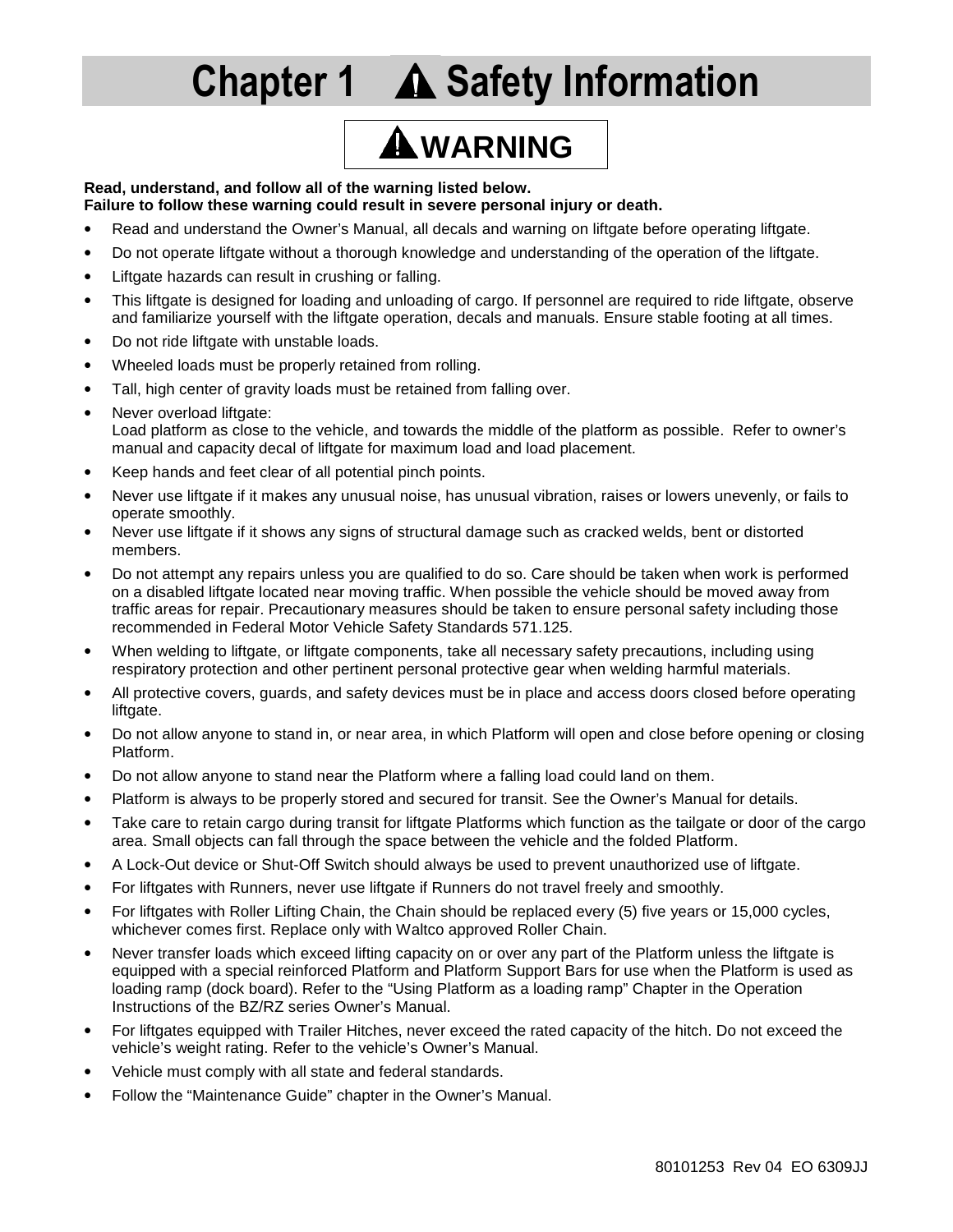# Chapter 1 ⚠ Safety Information

## ⚠ WARNING

**Read, understand, and follow all of the warning listed below.**
**Failure to follow these warning could result in severe personal injury or death.**

- Read and understand the Owner's Manual, all decals and warning on liftgate before operating liftgate.
- Do not operate liftgate without a thorough knowledge and understanding of the operation of the liftgate.
- Liftgate hazards can result in crushing or falling.
- This liftgate is designed for loading and unloading of cargo. If personnel are required to ride liftgate, observe and familiarize yourself with the liftgate operation, decals and manuals. Ensure stable footing at all times.
- Do not ride liftgate with unstable loads.
- Wheeled loads must be properly retained from rolling.
- Tall, high center of gravity loads must be retained from falling over.
- Never overload liftgate:
  Load platform as close to the vehicle, and towards the middle of the platform as possible. Refer to owner's manual and capacity decal of liftgate for maximum load and load placement.
- Keep hands and feet clear of all potential pinch points.
- Never use liftgate if it makes any unusual noise, has unusual vibration, raises or lowers unevenly, or fails to operate smoothly.
- Never use liftgate if it shows any signs of structural damage such as cracked welds, bent or distorted members.
- Do not attempt any repairs unless you are qualified to do so. Care should be taken when work is performed on a disabled liftgate located near moving traffic. When possible the vehicle should be moved away from traffic areas for repair. Precautionary measures should be taken to ensure personal safety including those recommended in Federal Motor Vehicle Safety Standards 571.125.
- When welding to liftgate, or liftgate components, take all necessary safety precautions, including using respiratory protection and other pertinent personal protective gear when welding harmful materials.
- All protective covers, guards, and safety devices must be in place and access doors closed before operating liftgate.
- Do not allow anyone to stand in, or near area, in which Platform will open and close before opening or closing Platform.
- Do not allow anyone to stand near the Platform where a falling load could land on them.
- Platform is always to be properly stored and secured for transit. See the Owner's Manual for details.
- Take care to retain cargo during transit for liftgate Platforms which function as the tailgate or door of the cargo area. Small objects can fall through the space between the vehicle and the folded Platform.
- A Lock-Out device or Shut-Off Switch should always be used to prevent unauthorized use of liftgate.
- For liftgates with Runners, never use liftgate if Runners do not travel freely and smoothly.
- For liftgates with Roller Lifting Chain, the Chain should be replaced every (5) five years or 15,000 cycles, whichever comes first. Replace only with Waltco approved Roller Chain.
- Never transfer loads which exceed lifting capacity on or over any part of the Platform unless the liftgate is equipped with a special reinforced Platform and Platform Support Bars for use when the Platform is used as loading ramp (dock board). Refer to the "Using Platform as a loading ramp" Chapter in the Operation Instructions of the BZ/RZ series Owner's Manual.
- For liftgates equipped with Trailer Hitches, never exceed the rated capacity of the hitch. Do not exceed the vehicle's weight rating. Refer to the vehicle's Owner's Manual.
- Vehicle must comply with all state and federal standards.
- Follow the "Maintenance Guide" chapter in the Owner's Manual.

80101253 Rev 04 EO 6309JJ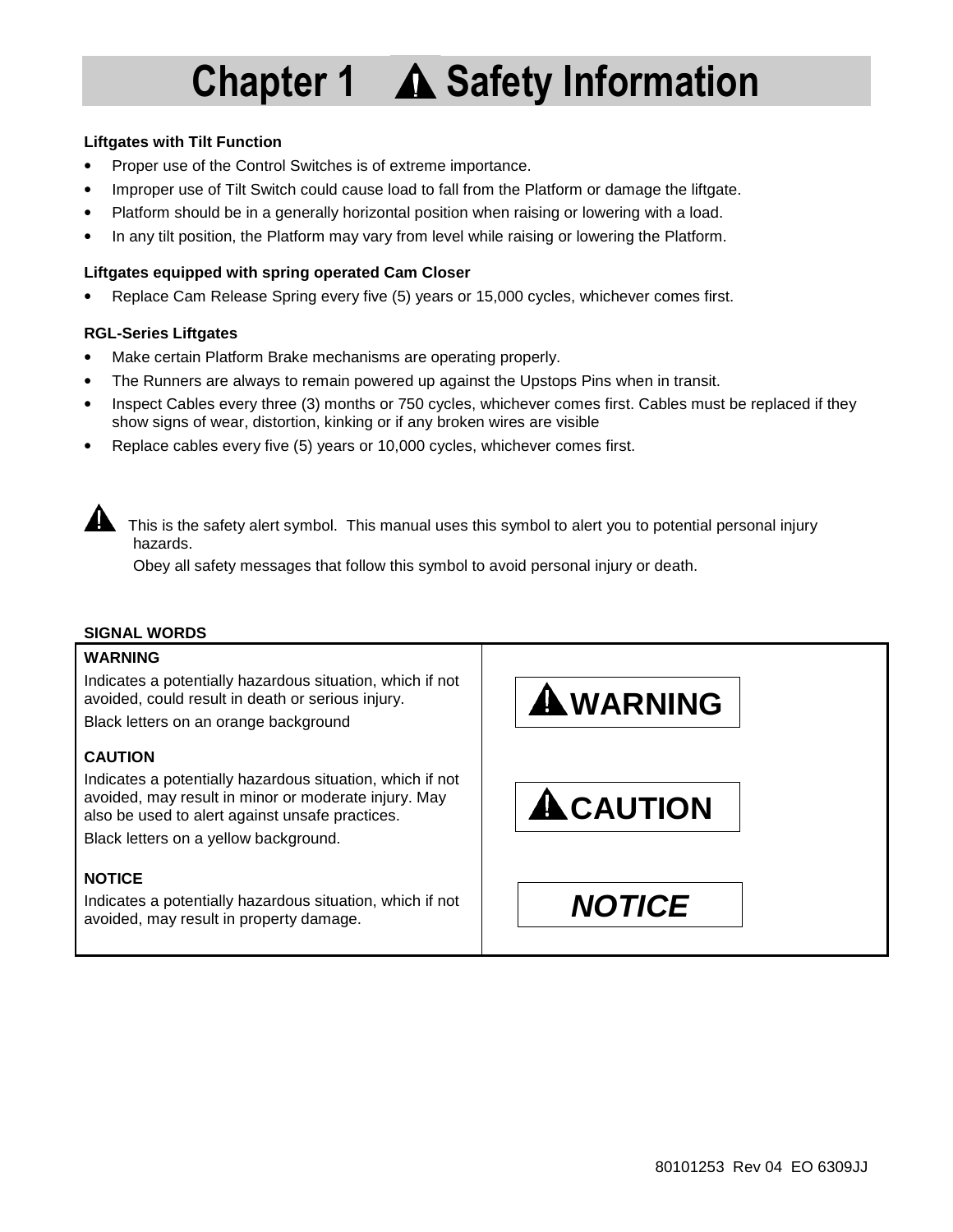# Chapter 1 ⚠ Safety Information

**Liftgates with Tilt Function**

- Proper use of the Control Switches is of extreme importance.
- Improper use of Tilt Switch could cause load to fall from the Platform or damage the liftgate.
- Platform should be in a generally horizontal position when raising or lowering with a load.
- In any tilt position, the Platform may vary from level while raising or lowering the Platform.

**Liftgates equipped with spring operated Cam Closer**

- Replace Cam Release Spring every five (5) years or 15,000 cycles, whichever comes first.

**RGL-Series Liftgates**

- Make certain Platform Brake mechanisms are operating properly.
- The Runners are always to remain powered up against the Upstops Pins when in transit.
- Inspect Cables every three (3) months or 750 cycles, whichever comes first. Cables must be replaced if they show signs of wear, distortion, kinking or if any broken wires are visible
- Replace cables every five (5) years or 10,000 cycles, whichever comes first.

⚠ This is the safety alert symbol. This manual uses this symbol to alert you to potential personal injury hazards.

Obey all safety messages that follow this symbol to avoid personal injury or death.

**SIGNAL WORDS**

| | |
|---|---|
| **WARNING**<br>Indicates a potentially hazardous situation, which if not avoided, could result in death or serious injury.<br>Black letters on an orange background | ⚠ **WARNING** |
| **CAUTION**<br>Indicates a potentially hazardous situation, which if not avoided, may result in minor or moderate injury. May also be used to alert against unsafe practices.<br>Black letters on a yellow background. | ⚠ **CAUTION** |
| **NOTICE**<br>Indicates a potentially hazardous situation, which if not avoided, may result in property damage. | ***NOTICE*** |

80101253 Rev 04 EO 6309JJ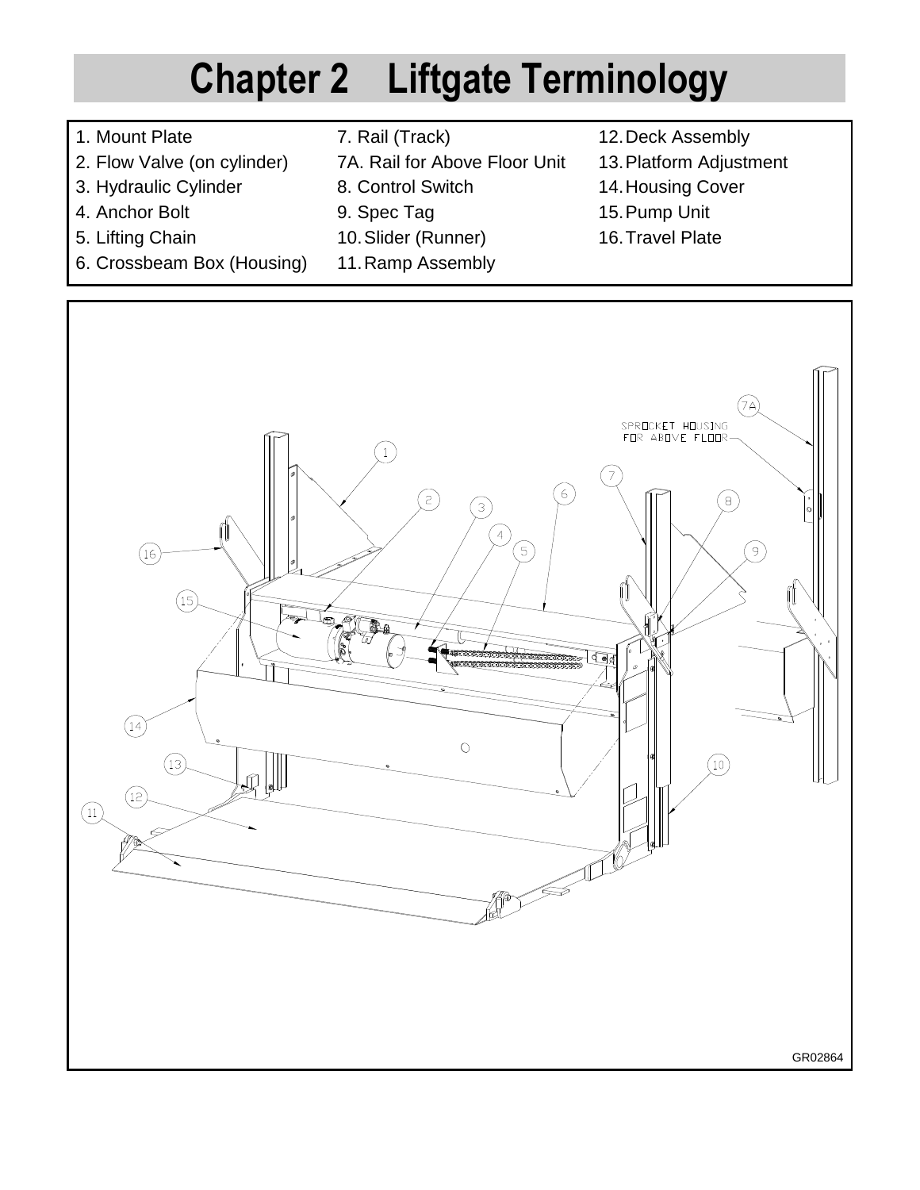# Chapter 2 Liftgate Terminology

1. Mount Plate
2. Flow Valve (on cylinder)
3. Hydraulic Cylinder
4. Anchor Bolt
5. Lifting Chain
6. Crossbeam Box (Housing)
7. Rail (Track)

7A. Rail for Above Floor Unit

8. Control Switch
9. Spec Tag
10. Slider (Runner)
11. Ramp Assembly
12. Deck Assembly
13. Platform Adjustment
14. Housing Cover
15. Pump Unit
16. Travel Plate

SPROCKET HOUSING FOR ABOVE FLOOR

GR02864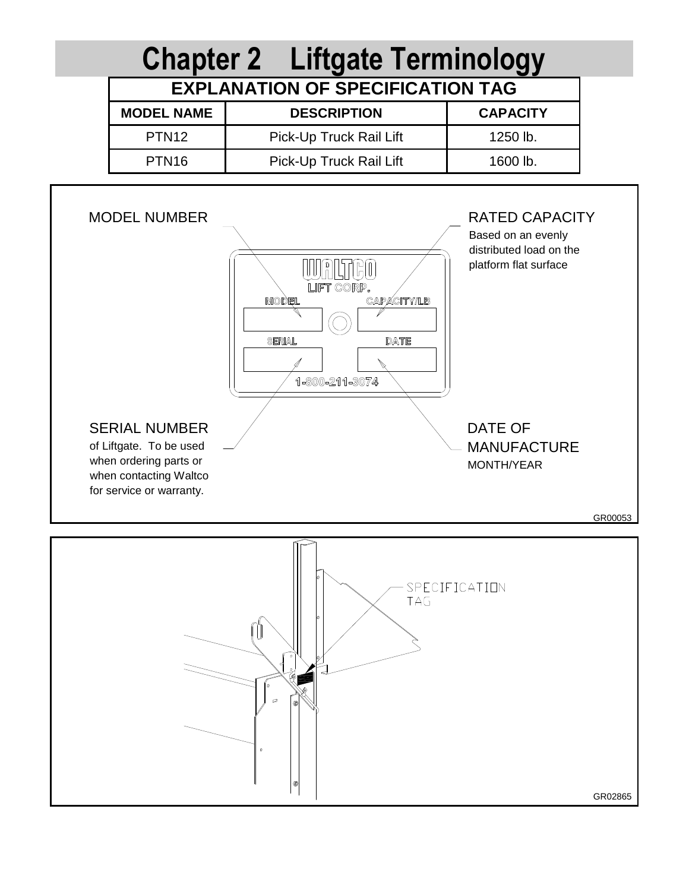# Chapter 2 Liftgate Terminology

| EXPLANATION OF SPECIFICATION TAG | | |
|---|---|---|
| **MODEL NAME** | **DESCRIPTION** | **CAPACITY** |
| PTN12 | Pick-Up Truck Rail Lift | 1250 lb. |
| PTN16 | Pick-Up Truck Rail Lift | 1600 lb. |

MODEL NUMBER

RATED CAPACITY
Based on an evenly distributed load on the platform flat surface

WALTCO LIFT CORP.
MODEL
CAPACITY/LB
SERIAL
DATE
1-800-211-3074

SERIAL NUMBER
of Liftgate. To be used when ordering parts or when contacting Waltco for service or warranty.

DATE OF MANUFACTURE
MONTH/YEAR

GR00053

SPECIFICATION TAG

GR02865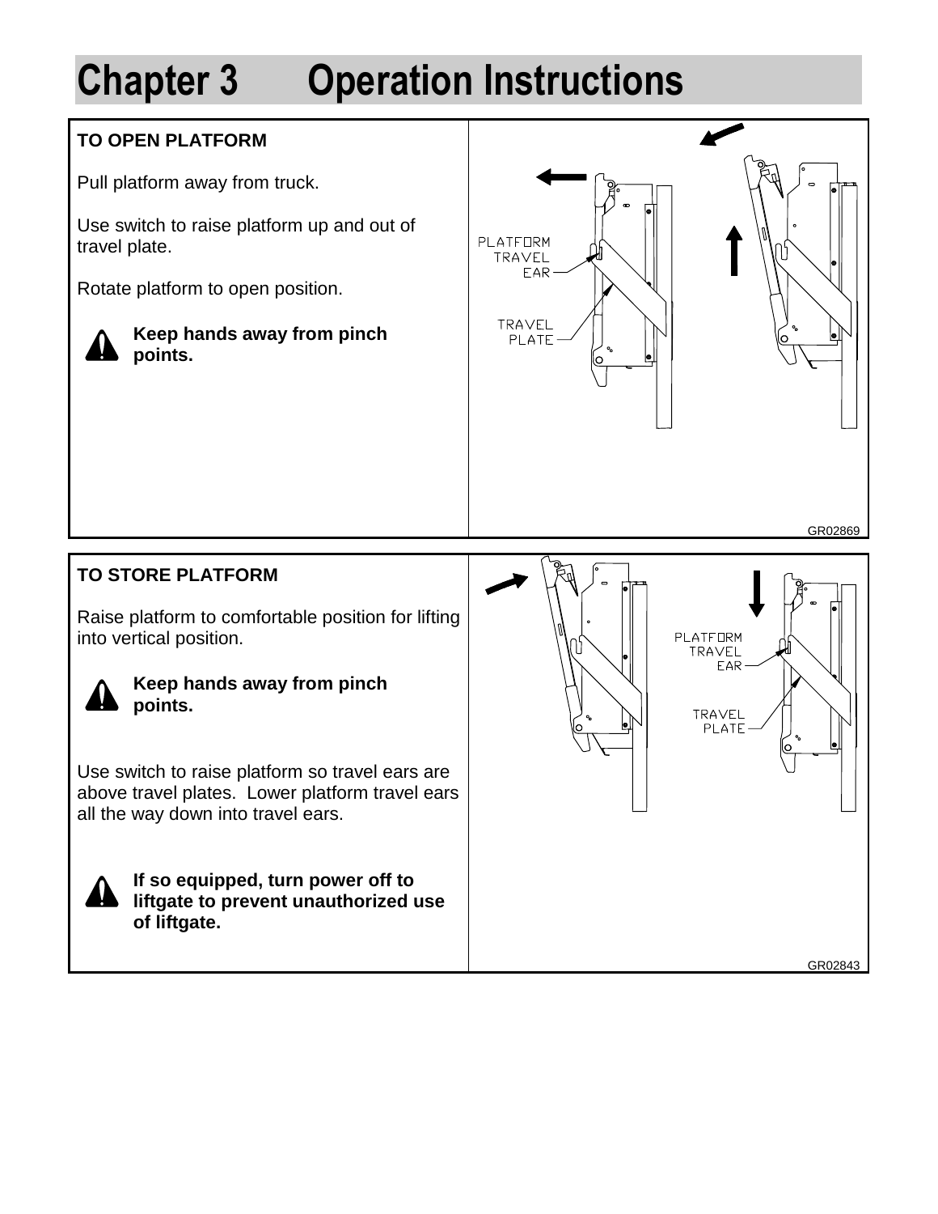# Chapter 3 Operation Instructions

## TO OPEN PLATFORM

Pull platform away from truck.

Use switch to raise platform up and out of travel plate.

Rotate platform to open position.

**Keep hands away from pinch points.**

PLATFORM TRAVEL EAR

TRAVEL PLATE

GR02869

## TO STORE PLATFORM

Raise platform to comfortable position for lifting into vertical position.

**Keep hands away from pinch points.**

Use switch to raise platform so travel ears are above travel plates. Lower platform travel ears all the way down into travel ears.

**If so equipped, turn power off to liftgate to prevent unauthorized use of liftgate.**

PLATFORM TRAVEL EAR

TRAVEL PLATE

GR02843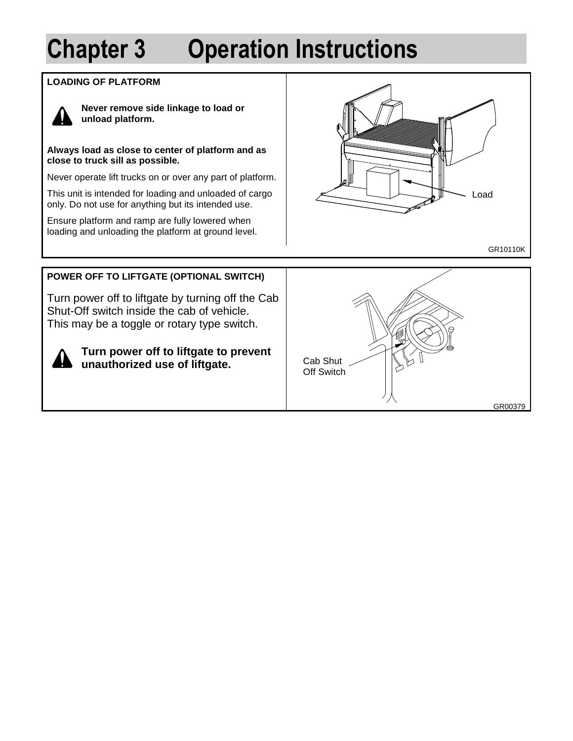# Chapter 3 Operation Instructions

## LOADING OF PLATFORM

**Never remove side linkage to load or unload platform.**

**Always load as close to center of platform and as close to truck sill as possible.**

Never operate lift trucks on or over any part of platform.

This unit is intended for loading and unloaded of cargo only. Do not use for anything but its intended use.

Ensure platform and ramp are fully lowered when loading and unloading the platform at ground level.

Load

GR10110K

## POWER OFF TO LIFTGATE (OPTIONAL SWITCH)

Turn power off to liftgate by turning off the Cab Shut-Off switch inside the cab of vehicle. This may be a toggle or rotary type switch.

**Turn power off to liftgate to prevent unauthorized use of liftgate.**

Cab Shut Off Switch

GR00379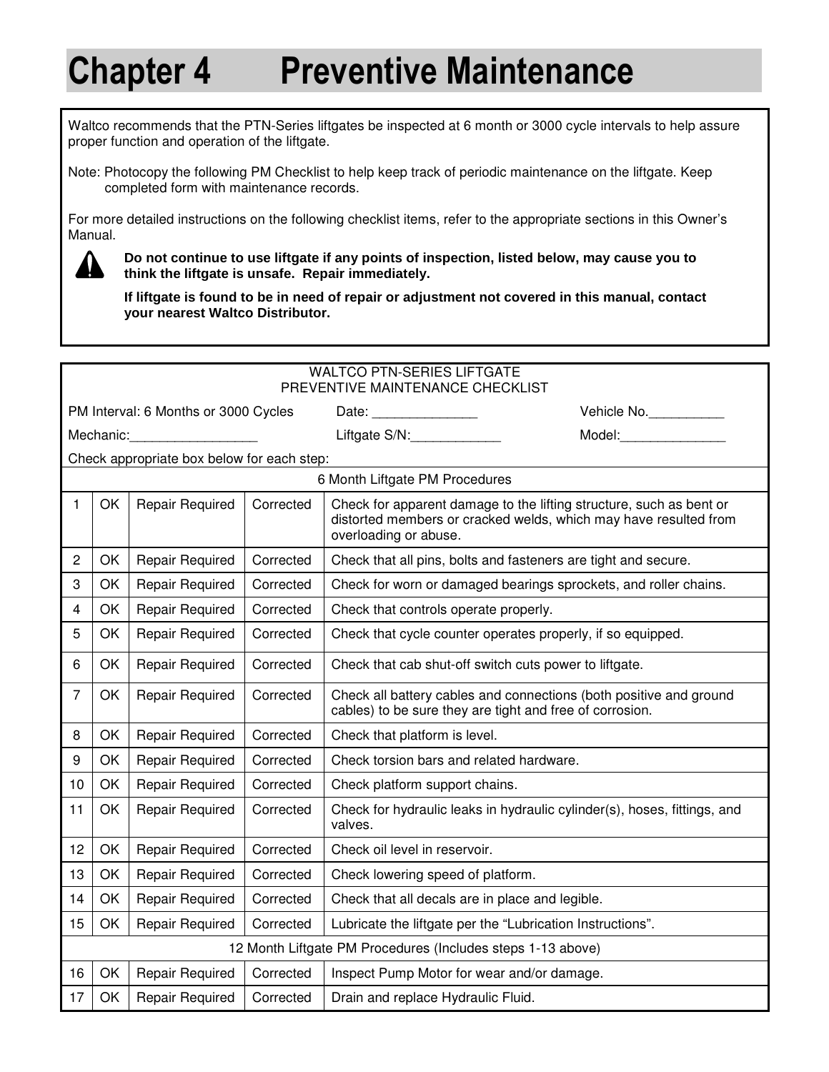# Chapter 4 Preventive Maintenance

Waltco recommends that the PTN-Series liftgates be inspected at 6 month or 3000 cycle intervals to help assure proper function and operation of the liftgate.

Note: Photocopy the following PM Checklist to help keep track of periodic maintenance on the liftgate. Keep completed form with maintenance records.

For more detailed instructions on the following checklist items, refer to the appropriate sections in this Owner's Manual.

**Do not continue to use liftgate if any points of inspection, listed below, may cause you to think the liftgate is unsafe. Repair immediately.**

**If liftgate is found to be in need of repair or adjustment not covered in this manual, contact your nearest Waltco Distributor.**

WALTCO PTN-SERIES LIFTGATE
PREVENTIVE MAINTENANCE CHECKLIST

PM Interval: 6 Months or 3000 Cycles     Date: ______________     Vehicle No.__________

Mechanic:_________________     Liftgate S/N:____________     Model:______________

Check appropriate box below for each step:

| | | | | |
|---|---|---|---|---|
| 6 Month Liftgate PM Procedures | | | | |
| 1 | OK | Repair Required | Corrected | Check for apparent damage to the lifting structure, such as bent or distorted members or cracked welds, which may have resulted from overloading or abuse. |
| 2 | OK | Repair Required | Corrected | Check that all pins, bolts and fasteners are tight and secure. |
| 3 | OK | Repair Required | Corrected | Check for worn or damaged bearings sprockets, and roller chains. |
| 4 | OK | Repair Required | Corrected | Check that controls operate properly. |
| 5 | OK | Repair Required | Corrected | Check that cycle counter operates properly, if so equipped. |
| 6 | OK | Repair Required | Corrected | Check that cab shut-off switch cuts power to liftgate. |
| 7 | OK | Repair Required | Corrected | Check all battery cables and connections (both positive and ground cables) to be sure they are tight and free of corrosion. |
| 8 | OK | Repair Required | Corrected | Check that platform is level. |
| 9 | OK | Repair Required | Corrected | Check torsion bars and related hardware. |
| 10 | OK | Repair Required | Corrected | Check platform support chains. |
| 11 | OK | Repair Required | Corrected | Check for hydraulic leaks in hydraulic cylinder(s), hoses, fittings, and valves. |
| 12 | OK | Repair Required | Corrected | Check oil level in reservoir. |
| 13 | OK | Repair Required | Corrected | Check lowering speed of platform. |
| 14 | OK | Repair Required | Corrected | Check that all decals are in place and legible. |
| 15 | OK | Repair Required | Corrected | Lubricate the liftgate per the "Lubrication Instructions". |
| 12 Month Liftgate PM Procedures (Includes steps 1-13 above) | | | | |
| 16 | OK | Repair Required | Corrected | Inspect Pump Motor for wear and/or damage. |
| 17 | OK | Repair Required | Corrected | Drain and replace Hydraulic Fluid. |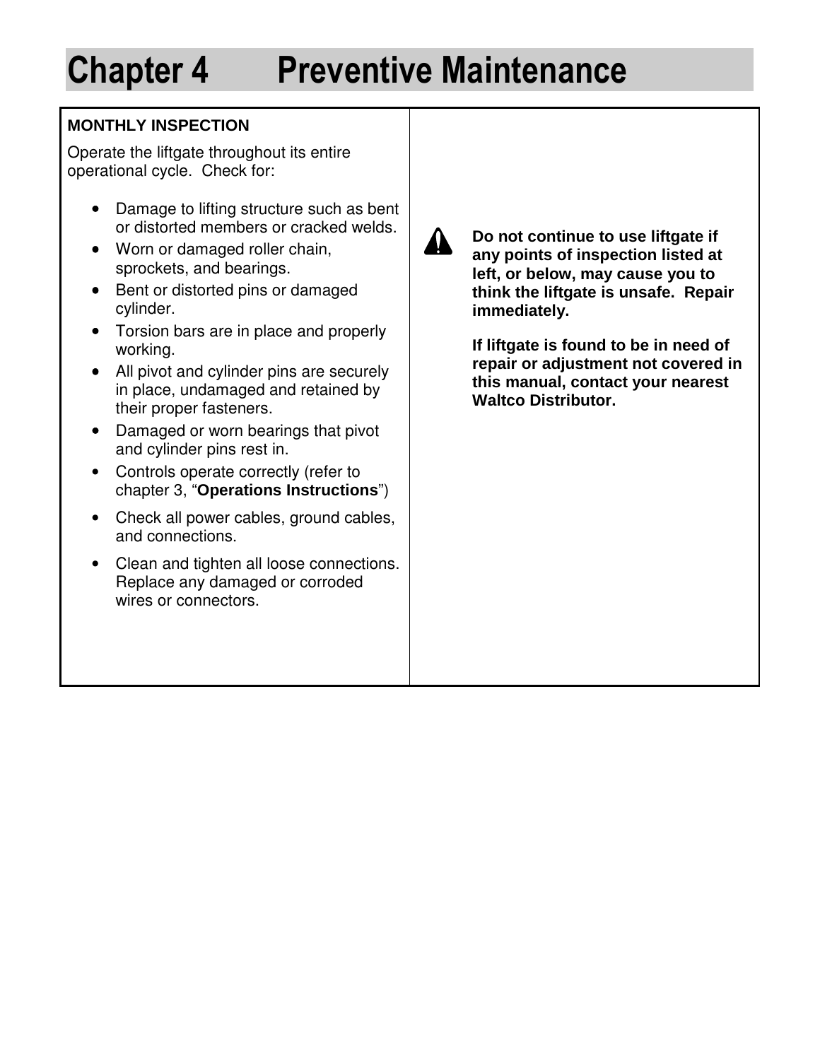# Chapter 4 Preventive Maintenance

**MONTHLY INSPECTION**

Operate the liftgate throughout its entire operational cycle. Check for:

- Damage to lifting structure such as bent or distorted members or cracked welds.
- Worn or damaged roller chain, sprockets, and bearings.
- Bent or distorted pins or damaged cylinder.
- Torsion bars are in place and properly working.
- All pivot and cylinder pins are securely in place, undamaged and retained by their proper fasteners.
- Damaged or worn bearings that pivot and cylinder pins rest in.
- Controls operate correctly (refer to chapter 3, "**Operations Instructions**")
- Check all power cables, ground cables, and connections.
- Clean and tighten all loose connections. Replace any damaged or corroded wires or connectors.

**Do not continue to use liftgate if any points of inspection listed at left, or below, may cause you to think the liftgate is unsafe. Repair immediately.**

**If liftgate is found to be in need of repair or adjustment not covered in this manual, contact your nearest Waltco Distributor.**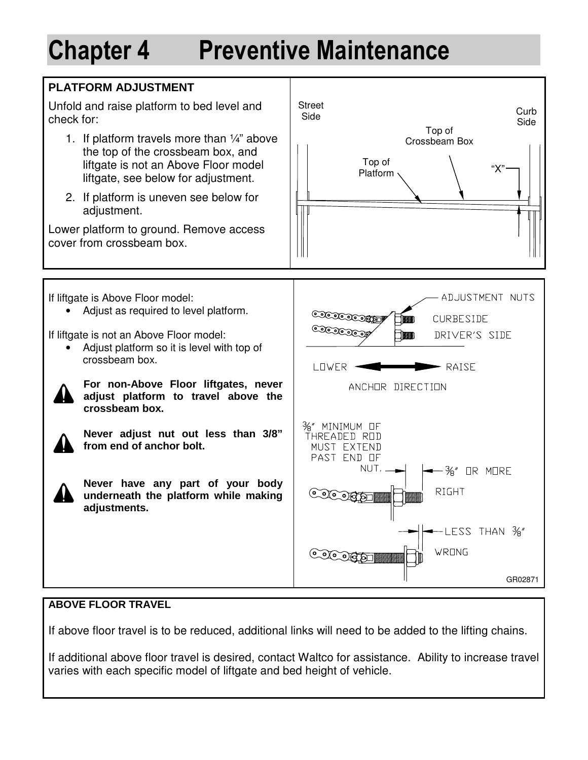# Chapter 4 Preventive Maintenance

**PLATFORM ADJUSTMENT**

Unfold and raise platform to bed level and check for:

1. If platform travels more than ¼" above the top of the crossbeam box, and liftgate is not an Above Floor model liftgate, see below for adjustment.
2. If platform is uneven see below for adjustment.

Lower platform to ground. Remove access cover from crossbeam box.

Street Side

Curb Side

Top of Crossbeam Box

Top of Platform

"X"

If liftgate is Above Floor model:

- Adjust as required to level platform.

If liftgate is not an Above Floor model:

- Adjust platform so it is level with top of crossbeam box.

**For non-Above Floor liftgates, never adjust platform to travel above the crossbeam box.**

**Never adjust nut out less than 3/8" from end of anchor bolt.**

**Never have any part of your body underneath the platform while making adjustments.**

ADJUSTMENT NUTS

CURBESIDE

DRIVER'S SIDE

LOWER ⟵⟶ RAISE

ANCHOR DIRECTION

⅜" MINIMUM OF THREADED ROD MUST EXTEND PAST END OF NUT.

⅜" OR MORE

RIGHT

LESS THAN ⅜"

WRONG

GR02871

**ABOVE FLOOR TRAVEL**

If above floor travel is to be reduced, additional links will need to be added to the lifting chains.

If additional above floor travel is desired, contact Waltco for assistance. Ability to increase travel varies with each specific model of liftgate and bed height of vehicle.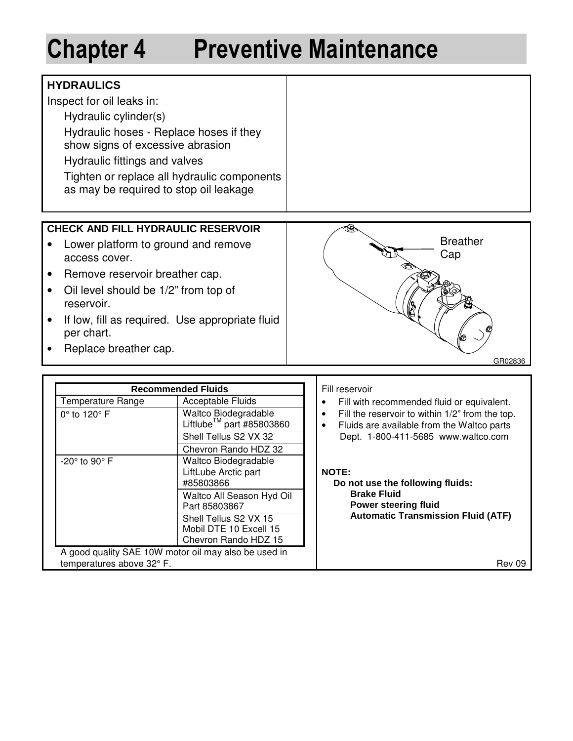# Chapter 4 Preventive Maintenance

**HYDRAULICS**

Inspect for oil leaks in:

Hydraulic cylinder(s)

Hydraulic hoses - Replace hoses if they show signs of excessive abrasion

Hydraulic fittings and valves

Tighten or replace all hydraulic components as may be required to stop oil leakage

**CHECK AND FILL HYDRAULIC RESERVOIR**

- Lower platform to ground and remove access cover.
- Remove reservoir breather cap.
- Oil level should be 1/2" from top of reservoir.
- If low, fill as required. Use appropriate fluid per chart.
- Replace breather cap.

Breather Cap

GR02836

| Recommended Fluids | |
|---|---|
| Temperature Range | Acceptable Fluids |
| 0° to 120° F | Waltco Biodegradable Liftlube™ part #85803860 |
| | Shell Tellus S2 VX 32 |
| | Chevron Rando HDZ 32 |
| -20° to 90° F | Waltco Biodegradable LiftLube Arctic part #85803866 |
| | Waltco All Season Hyd Oil Part 85803867 |
| | Shell Tellus S2 VX 15<br>Mobil DTE 10 Excell 15<br>Chevron Rando HDZ 15 |

A good quality SAE 10W motor oil may also be used in temperatures above 32° F.

Fill reservoir

- Fill with recommended fluid or equivalent.
- Fill the reservoir to within 1/2" from the top.
- Fluids are available from the Waltco parts Dept. 1-800-411-5685 www.waltco.com

**NOTE:**

**Do not use the following fluids:**

**Brake Fluid**

**Power steering fluid**

**Automatic Transmission Fluid (ATF)**

Rev 09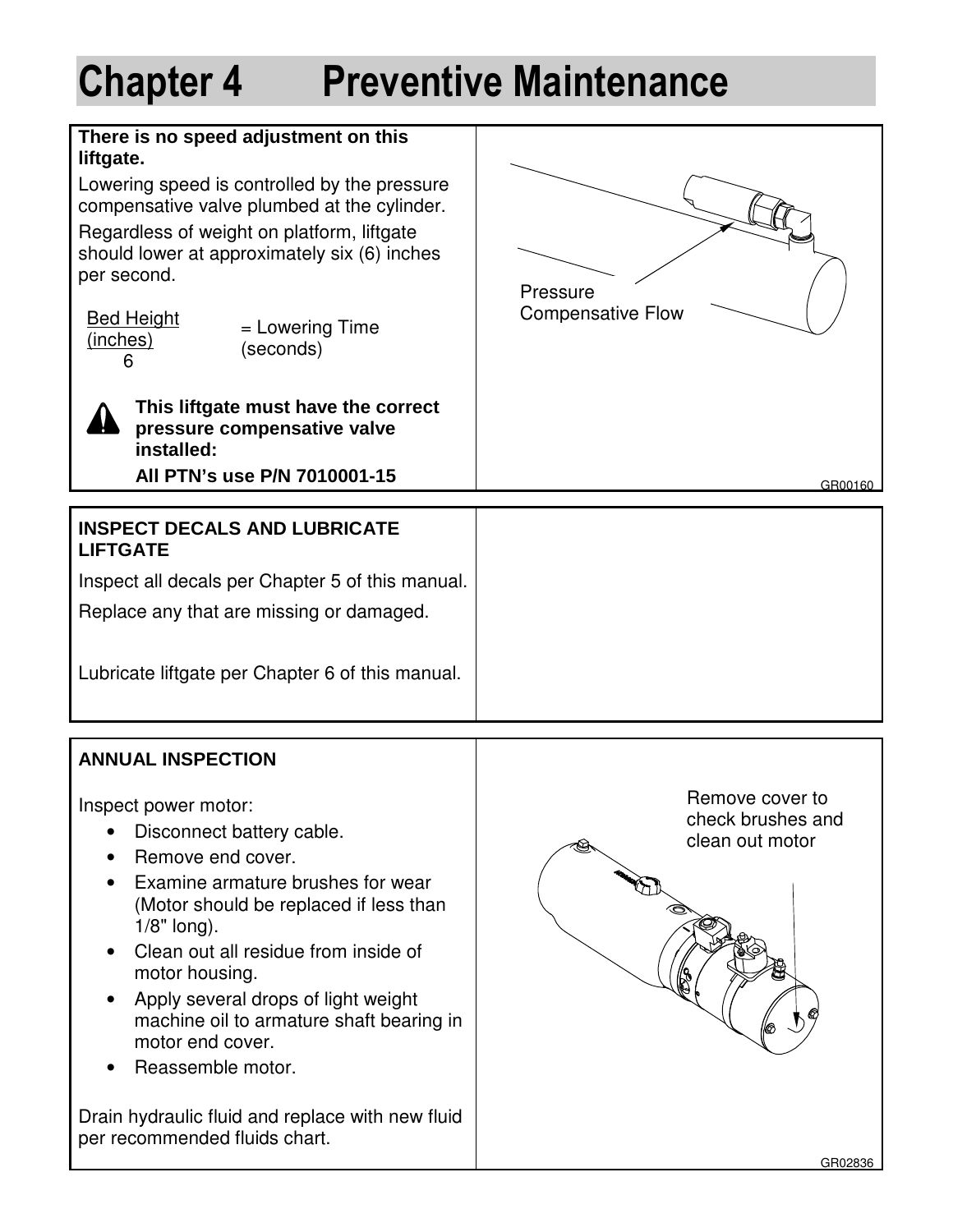# Chapter 4 Preventive Maintenance

**There is no speed adjustment on this liftgate.**

Lowering speed is controlled by the pressure compensative valve plumbed at the cylinder.

Regardless of weight on platform, liftgate should lower at approximately six (6) inches per second.

$$\frac{\text{Bed Height (inches)}}{6} = \text{Lowering Time (seconds)}$$

⚠ **This liftgate must have the correct pressure compensative valve installed:**

**All PTN's use P/N 7010001-15**

Pressure Compensative Flow

GR00160

**INSPECT DECALS AND LUBRICATE LIFTGATE**

Inspect all decals per Chapter 5 of this manual.

Replace any that are missing or damaged.

Lubricate liftgate per Chapter 6 of this manual.

**ANNUAL INSPECTION**

Inspect power motor:

- Disconnect battery cable.
- Remove end cover.
- Examine armature brushes for wear (Motor should be replaced if less than 1/8" long).
- Clean out all residue from inside of motor housing.
- Apply several drops of light weight machine oil to armature shaft bearing in motor end cover.
- Reassemble motor.

Drain hydraulic fluid and replace with new fluid per recommended fluids chart.

Remove cover to check brushes and clean out motor

GR02836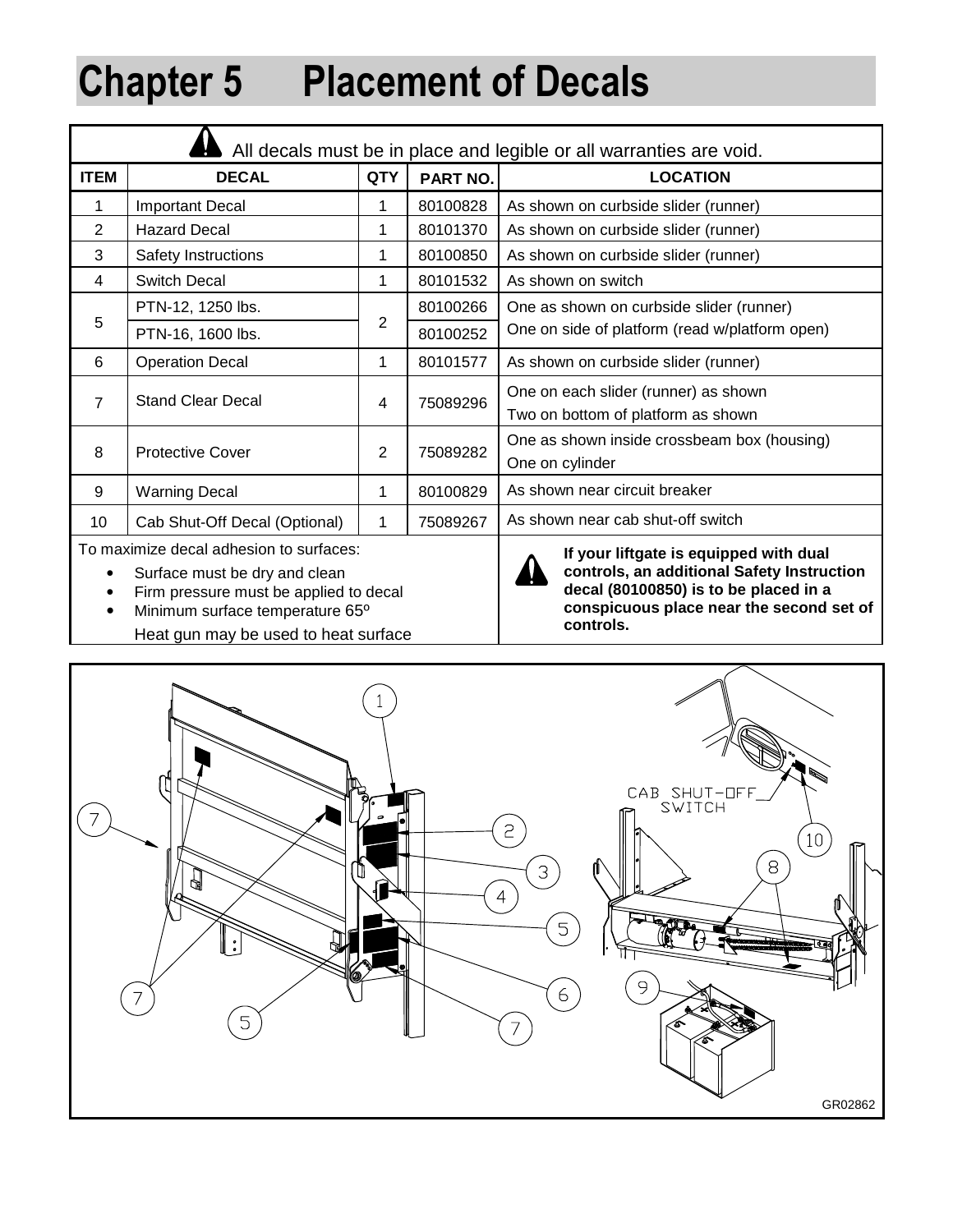# Chapter 5 Placement of Decals

| All decals must be in place and legible or all warranties are void. | | | | |
|---|---|---|---|---|
| **ITEM** | **DECAL** | **QTY** | **PART NO.** | **LOCATION** |
| 1 | Important Decal | 1 | 80100828 | As shown on curbside slider (runner) |
| 2 | Hazard Decal | 1 | 80101370 | As shown on curbside slider (runner) |
| 3 | Safety Instructions | 1 | 80100850 | As shown on curbside slider (runner) |
| 4 | Switch Decal | 1 | 80101532 | As shown on switch |
| 5 | PTN-12, 1250 lbs. | 2 | 80100266 | One as shown on curbside slider (runner) |
| | PTN-16, 1600 lbs. | | 80100252 | One on side of platform (read w/platform open) |
| 6 | Operation Decal | 1 | 80101577 | As shown on curbside slider (runner) |
| 7 | Stand Clear Decal | 4 | 75089296 | One on each slider (runner) as shown<br>Two on bottom of platform as shown |
| 8 | Protective Cover | 2 | 75089282 | One as shown inside crossbeam box (housing)<br>One on cylinder |
| 9 | Warning Decal | 1 | 80100829 | As shown near circuit breaker |
| 10 | Cab Shut-Off Decal (Optional) | 1 | 75089267 | As shown near cab shut-off switch |

To maximize decal adhesion to surfaces:

- Surface must be dry and clean
- Firm pressure must be applied to decal
- Minimum surface temperature 65º

Heat gun may be used to heat surface

**If your liftgate is equipped with dual controls, an additional Safety Instruction decal (80100850) is to be placed in a conspicuous place near the second set of controls.**

CAB SHUT-OFF SWITCH

GR02862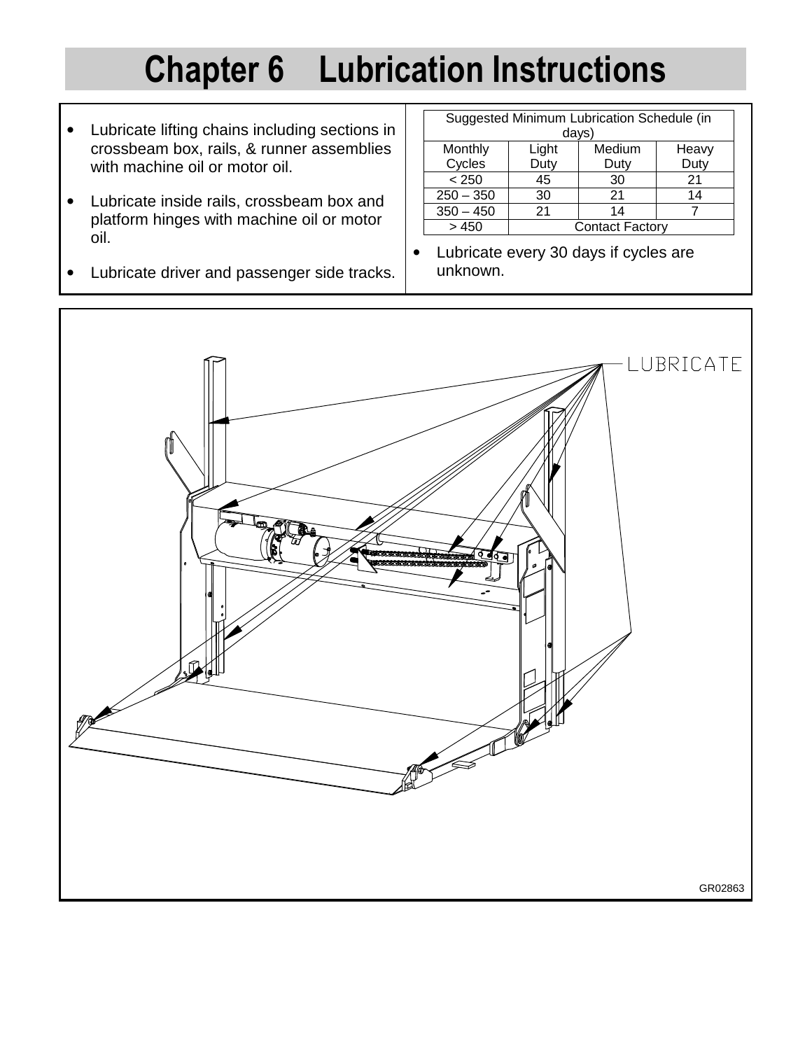# Chapter 6 Lubrication Instructions

- Lubricate lifting chains including sections in crossbeam box, rails, & runner assemblies with machine oil or motor oil.
- Lubricate inside rails, crossbeam box and platform hinges with machine oil or motor oil.
- Lubricate driver and passenger side tracks.

| Suggested Minimum Lubrication Schedule (in days) | | | |
|---|---|---|---|
| Monthly Cycles | Light Duty | Medium Duty | Heavy Duty |
| < 250 | 45 | 30 | 21 |
| 250 – 350 | 30 | 21 | 14 |
| 350 – 450 | 21 | 14 | 7 |
| > 450 | Contact Factory | | |

- Lubricate every 30 days if cycles are unknown.

LUBRICATE

GR02863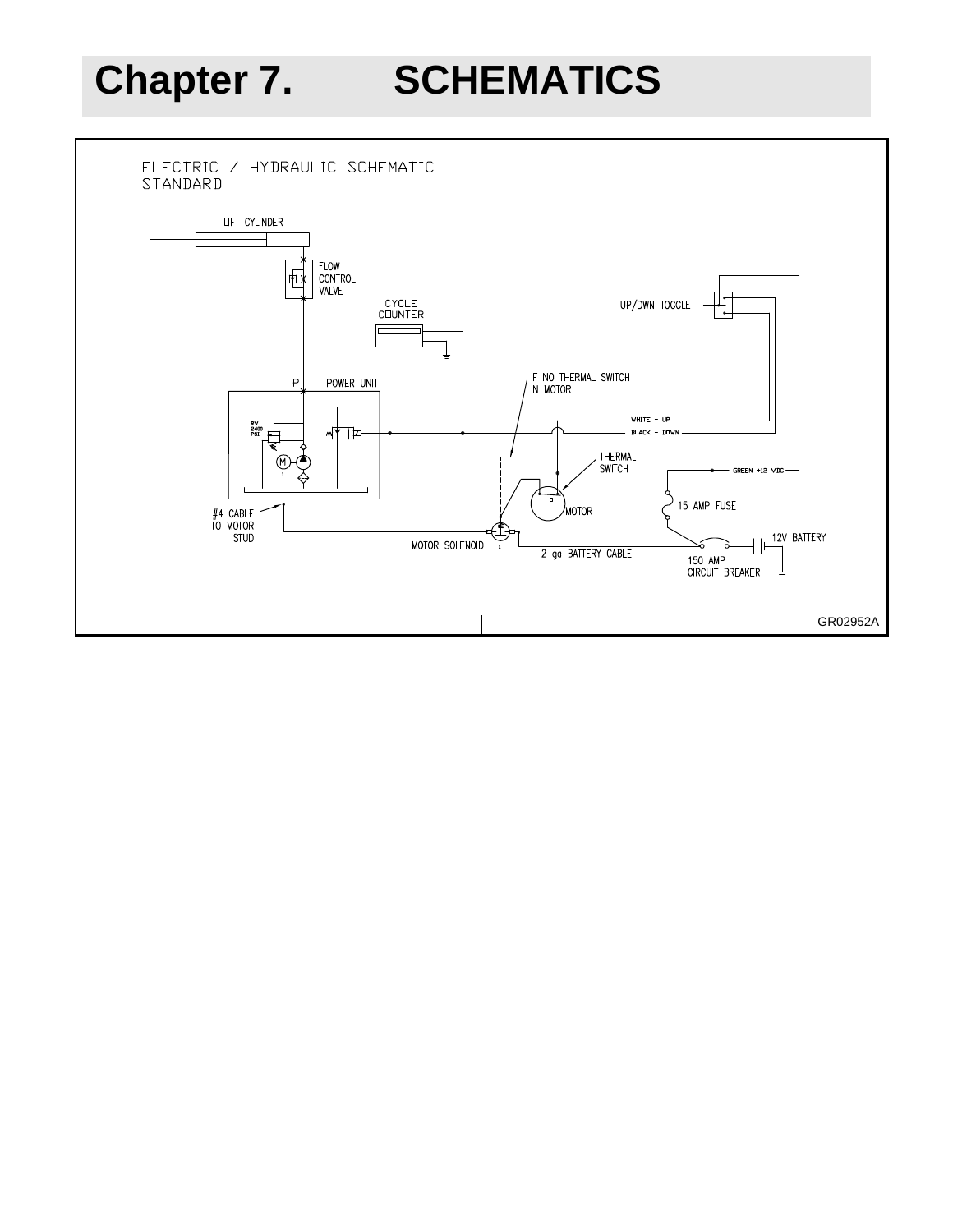# Chapter 7. SCHEMATICS

ELECTRIC / HYDRAULIC SCHEMATIC
STANDARD

LIFT CYLINDER

FLOW CONTROL VALVE

CYCLE COUNTER

UP/DWN TOGGLE

P

POWER UNIT

RV 2400 PSI

M

IF NO THERMAL SWITCH IN MOTOR

WHITE - UP

BLACK - DOWN

THERMAL SWITCH

GREEN +12 VDC

MOTOR

15 AMP FUSE

#4 CABLE TO MOTOR STUD

MOTOR SOLENOID

2 ga BATTERY CABLE

12V BATTERY

150 AMP CIRCUIT BREAKER

GR02952A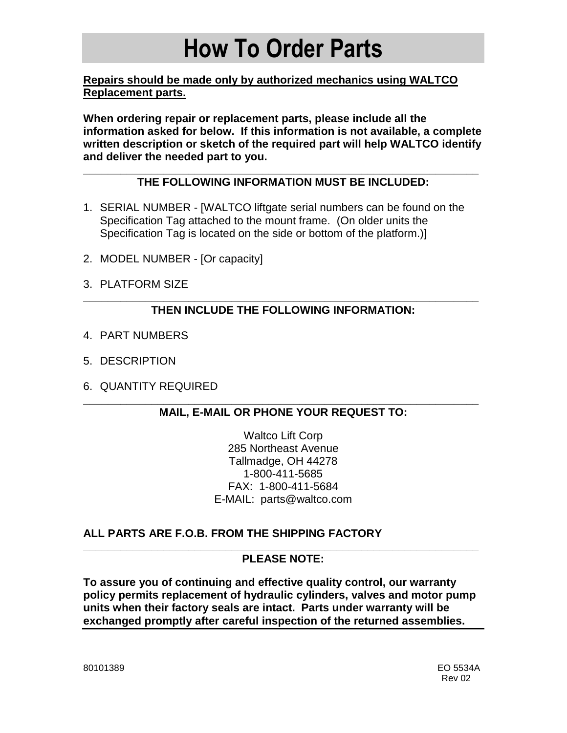# How To Order Parts

**Repairs should be made only by authorized mechanics using WALTCO Replacement parts.**

**When ordering repair or replacement parts, please include all the information asked for below. If this information is not available, a complete written description or sketch of the required part will help WALTCO identify and deliver the needed part to you.**

---

**THE FOLLOWING INFORMATION MUST BE INCLUDED:**

1. SERIAL NUMBER - [WALTCO liftgate serial numbers can be found on the Specification Tag attached to the mount frame. (On older units the Specification Tag is located on the side or bottom of the platform.)]
2. MODEL NUMBER - [Or capacity]
3. PLATFORM SIZE

---

**THEN INCLUDE THE FOLLOWING INFORMATION:**

4. PART NUMBERS
5. DESCRIPTION
6. QUANTITY REQUIRED

---

**MAIL, E-MAIL OR PHONE YOUR REQUEST TO:**

Waltco Lift Corp
285 Northeast Avenue
Tallmadge, OH 44278
1-800-411-5685
FAX: 1-800-411-5684
E-MAIL: parts@waltco.com

**ALL PARTS ARE F.O.B. FROM THE SHIPPING FACTORY**

---

**PLEASE NOTE:**

**To assure you of continuing and effective quality control, our warranty policy permits replacement of hydraulic cylinders, valves and motor pump units when their factory seals are intact. Parts under warranty will be exchanged promptly after careful inspection of the returned assemblies.**

80101389

EO 5534A
Rev 02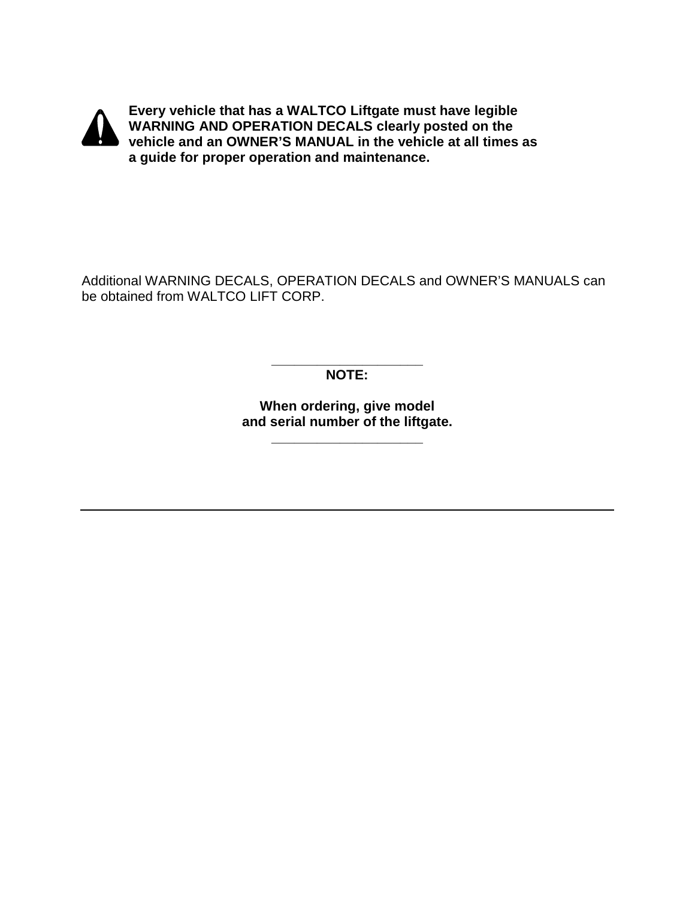**Every vehicle that has a WALTCO Liftgate must have legible WARNING AND OPERATION DECALS clearly posted on the vehicle and an OWNER'S MANUAL in the vehicle at all times as a guide for proper operation and maintenance.**

Additional WARNING DECALS, OPERATION DECALS and OWNER'S MANUALS can be obtained from WALTCO LIFT CORP.

---

**NOTE:**

**When ordering, give model and serial number of the liftgate.**

---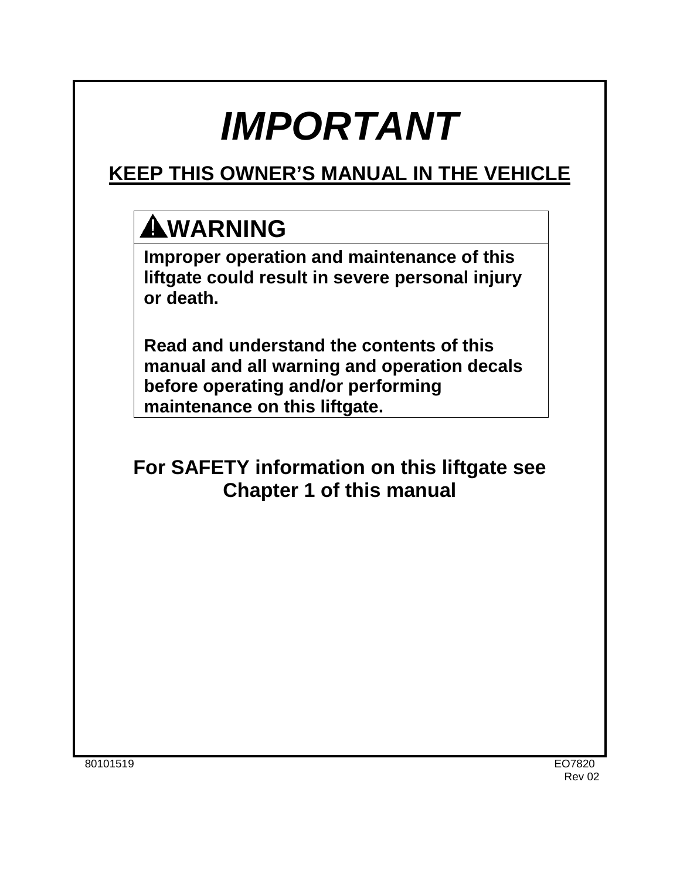# *IMPORTANT*

## KEEP THIS OWNER'S MANUAL IN THE VEHICLE

### ⚠WARNING

**Improper operation and maintenance of this liftgate could result in severe personal injury or death.**

**Read and understand the contents of this manual and all warning and operation decals before operating and/or performing maintenance on this liftgate.**

**For SAFETY information on this liftgate see Chapter 1 of this manual**

80101519

EO7820
Rev 02